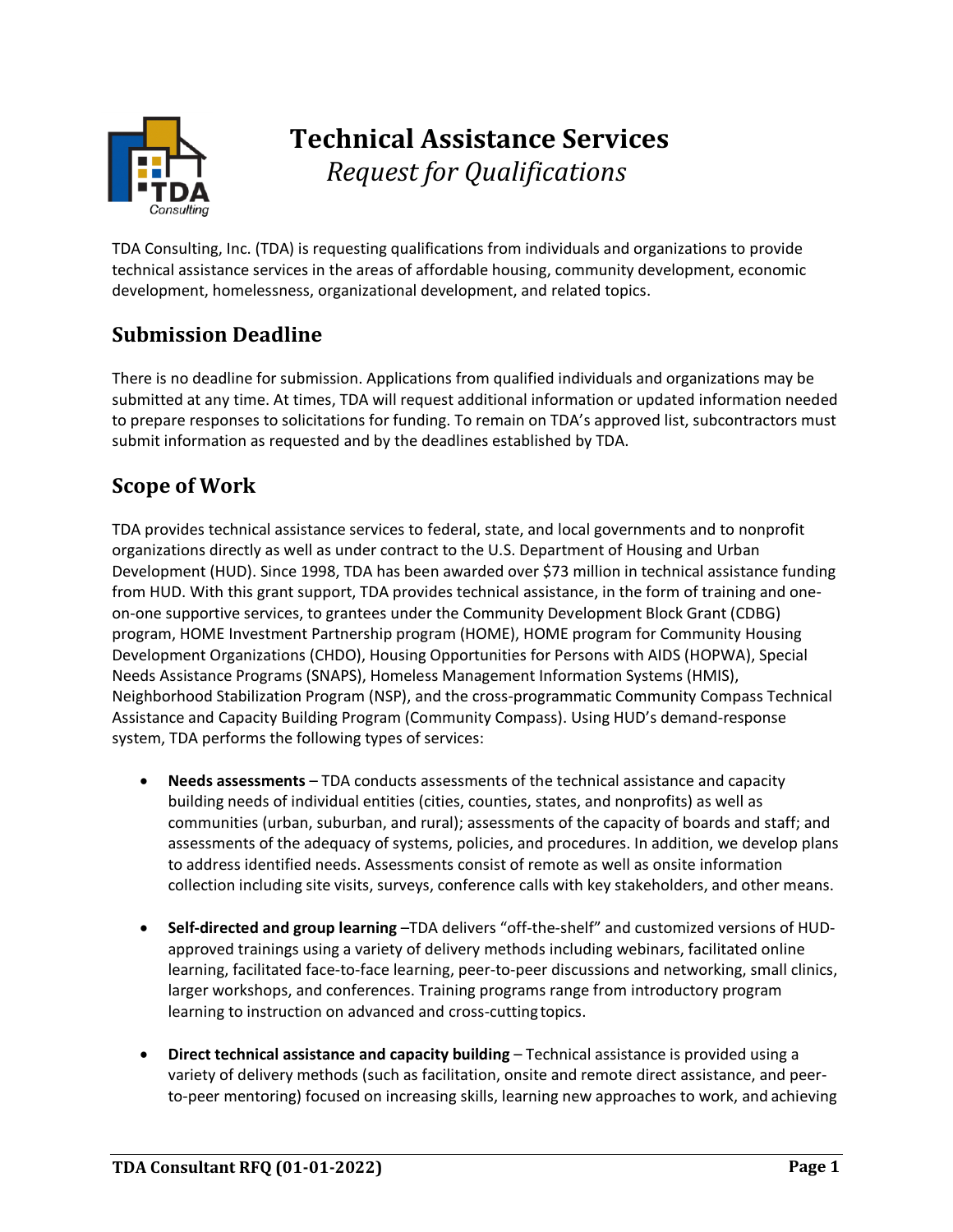# Technical Assistance Services

*Request for Qualifications*

TDA Consulting, Inc. (TDA) is requesting qualifications from individuals and organizations to provide technical assistance services in the areas of affordable housing, community development, economic development, homelessness, organizational development, and related topics.

## Submission Deadline

There is no deadline for submission. Applications from qualified individuals and organizations may be submitted at any time. At times, TDA will request additional information or updated information needed to prepare responses to solicitations for funding. To remain on TDA's approved list, subcontractors must submit information as requested and by the deadlines established by TDA.

## Scope of Work

TDA provides technical assistance services to federal, state, and local governments and to nonprofit organizations directly as well as under contract to the U.S. Department of Housing and Urban Development (HUD). Since 1998, TDA has been awarded over $73 million in technical assistance funding from HUD. With this grant support, TDA provides technical assistance, in the form of training and one-on-one supportive services, to grantees under the Community Development Block Grant (CDBG) program, HOME Investment Partnership program (HOME), HOME program for Community Housing Development Organizations (CHDO), Housing Opportunities for Persons with AIDS (HOPWA), Special Needs Assistance Programs (SNAPS), Homeless Management Information Systems (HMIS), Neighborhood Stabilization Program (NSP), and the cross-programmatic Community Compass Technical Assistance and Capacity Building Program (Community Compass). Using HUD's demand-response system, TDA performs the following types of services:

- **Needs assessments** – TDA conducts assessments of the technical assistance and capacity building needs of individual entities (cities, counties, states, and nonprofits) as well as communities (urban, suburban, and rural); assessments of the capacity of boards and staff; and assessments of the adequacy of systems, policies, and procedures. In addition, we develop plans to address identified needs. Assessments consist of remote as well as onsite information collection including site visits, surveys, conference calls with key stakeholders, and other means.

- **Self-directed and group learning** –TDA delivers "off-the-shelf" and customized versions of HUD-approved trainings using a variety of delivery methods including webinars, facilitated online learning, facilitated face-to-face learning, peer-to-peer discussions and networking, small clinics, larger workshops, and conferences. Training programs range from introductory program learning to instruction on advanced and cross-cutting topics.

- **Direct technical assistance and capacity building** – Technical assistance is provided using a variety of delivery methods (such as facilitation, onsite and remote direct assistance, and peer-to-peer mentoring) focused on increasing skills, learning new approaches to work, and achieving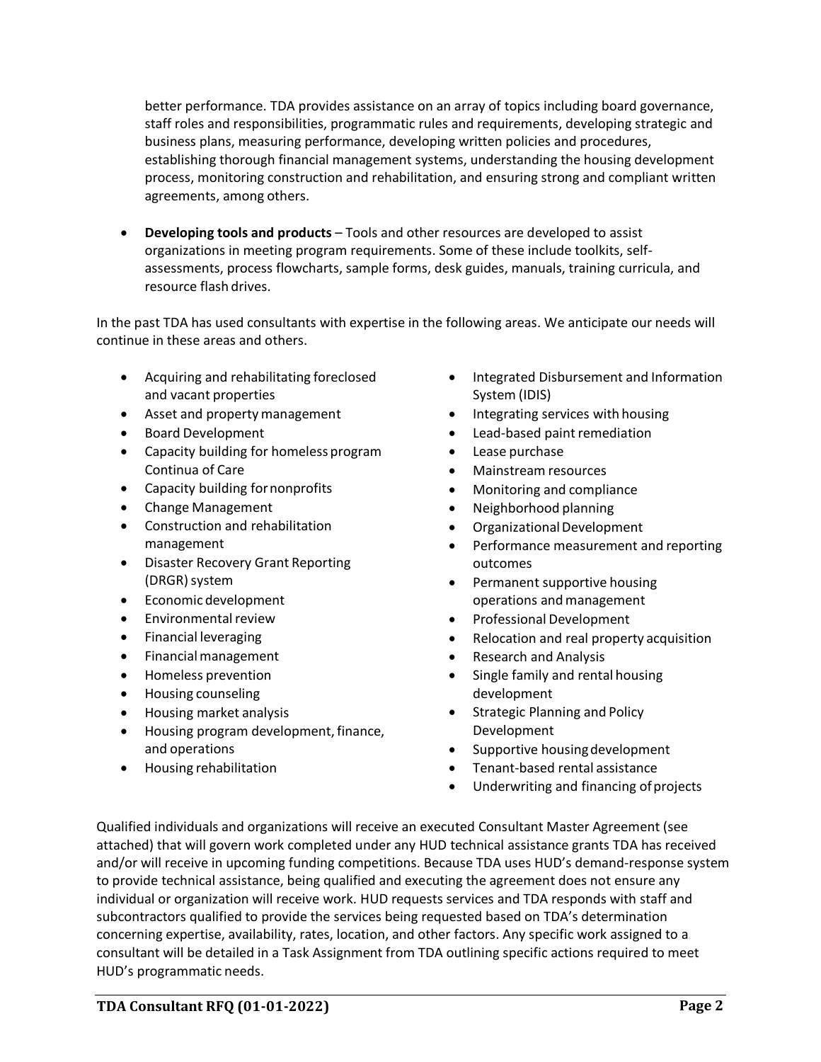better performance. TDA provides assistance on an array of topics including board governance, staff roles and responsibilities, programmatic rules and requirements, developing strategic and business plans, measuring performance, developing written policies and procedures, establishing thorough financial management systems, understanding the housing development process, monitoring construction and rehabilitation, and ensuring strong and compliant written agreements, among others.

- **Developing tools and products** – Tools and other resources are developed to assist organizations in meeting program requirements. Some of these include toolkits, self-assessments, process flowcharts, sample forms, desk guides, manuals, training curricula, and resource flash drives.

In the past TDA has used consultants with expertise in the following areas. We anticipate our needs will continue in these areas and others.

- Acquiring and rehabilitating foreclosed and vacant properties
- Asset and property management
- Board Development
- Capacity building for homeless program Continua of Care
- Capacity building for nonprofits
- Change Management
- Construction and rehabilitation management
- Disaster Recovery Grant Reporting (DRGR) system
- Economic development
- Environmental review
- Financial leveraging
- Financial management
- Homeless prevention
- Housing counseling
- Housing market analysis
- Housing program development, finance, and operations
- Housing rehabilitation
- Integrated Disbursement and Information System (IDIS)
- Integrating services with housing
- Lead-based paint remediation
- Lease purchase
- Mainstream resources
- Monitoring and compliance
- Neighborhood planning
- Organizational Development
- Performance measurement and reporting outcomes
- Permanent supportive housing operations and management
- Professional Development
- Relocation and real property acquisition
- Research and Analysis
- Single family and rental housing development
- Strategic Planning and Policy Development
- Supportive housing development
- Tenant-based rental assistance
- Underwriting and financing of projects

Qualified individuals and organizations will receive an executed Consultant Master Agreement (see attached) that will govern work completed under any HUD technical assistance grants TDA has received and/or will receive in upcoming funding competitions. Because TDA uses HUD's demand-response system to provide technical assistance, being qualified and executing the agreement does not ensure any individual or organization will receive work. HUD requests services and TDA responds with staff and subcontractors qualified to provide the services being requested based on TDA's determination concerning expertise, availability, rates, location, and other factors. Any specific work assigned to a consultant will be detailed in a Task Assignment from TDA outlining specific actions required to meet HUD's programmatic needs.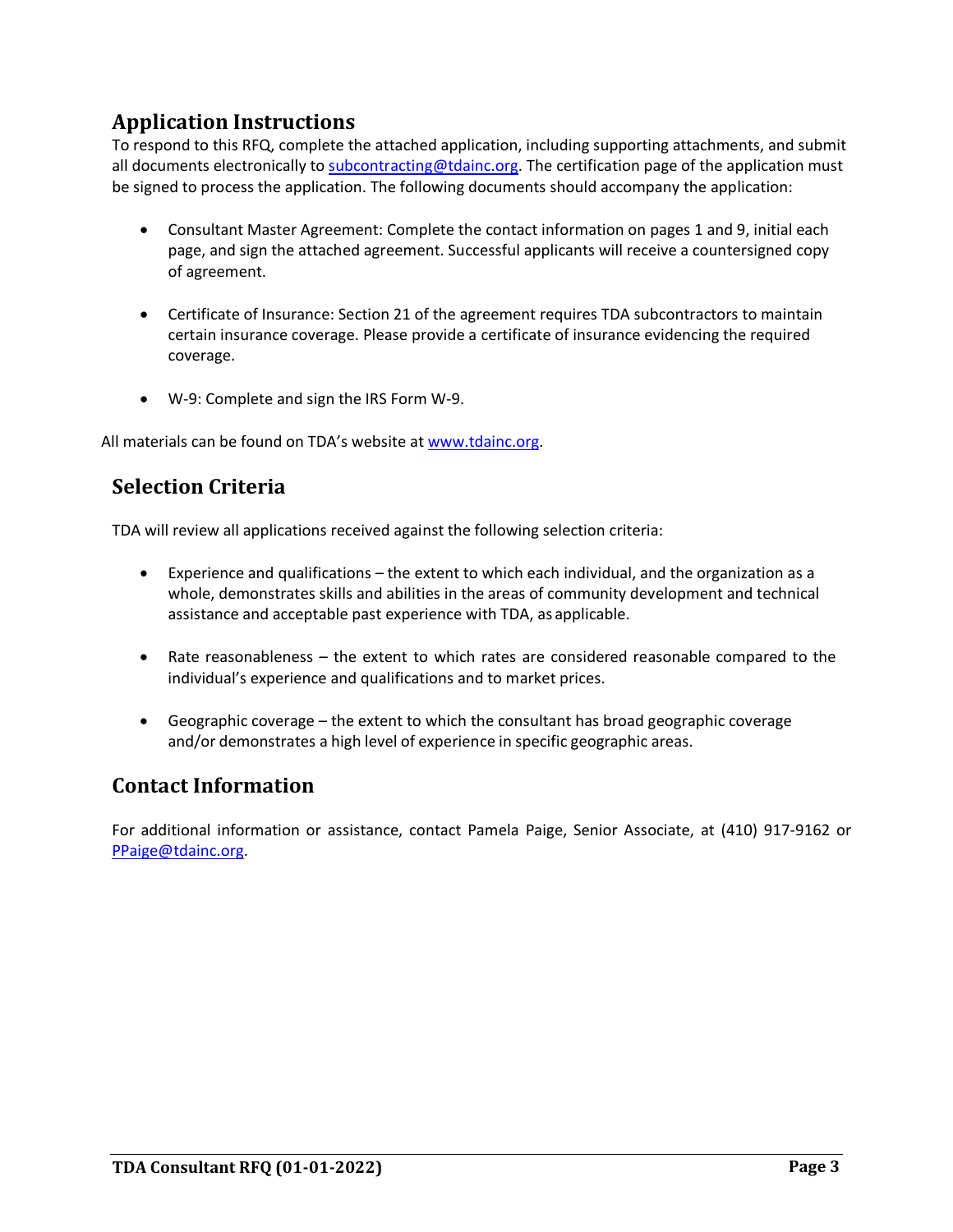## Application Instructions

To respond to this RFQ, complete the attached application, including supporting attachments, and submit all documents electronically to subcontracting@tdainc.org. The certification page of the application must be signed to process the application. The following documents should accompany the application:

- Consultant Master Agreement: Complete the contact information on pages 1 and 9, initial each page, and sign the attached agreement. Successful applicants will receive a countersigned copy of agreement.

- Certificate of Insurance: Section 21 of the agreement requires TDA subcontractors to maintain certain insurance coverage. Please provide a certificate of insurance evidencing the required coverage.

- W-9: Complete and sign the IRS Form W-9.

All materials can be found on TDA's website at www.tdainc.org.

## Selection Criteria

TDA will review all applications received against the following selection criteria:

- Experience and qualifications – the extent to which each individual, and the organization as a whole, demonstrates skills and abilities in the areas of community development and technical assistance and acceptable past experience with TDA, as applicable.

- Rate reasonableness – the extent to which rates are considered reasonable compared to the individual's experience and qualifications and to market prices.

- Geographic coverage – the extent to which the consultant has broad geographic coverage and/or demonstrates a high level of experience in specific geographic areas.

## Contact Information

For additional information or assistance, contact Pamela Paige, Senior Associate, at (410) 917-9162 or PPaige@tdainc.org.